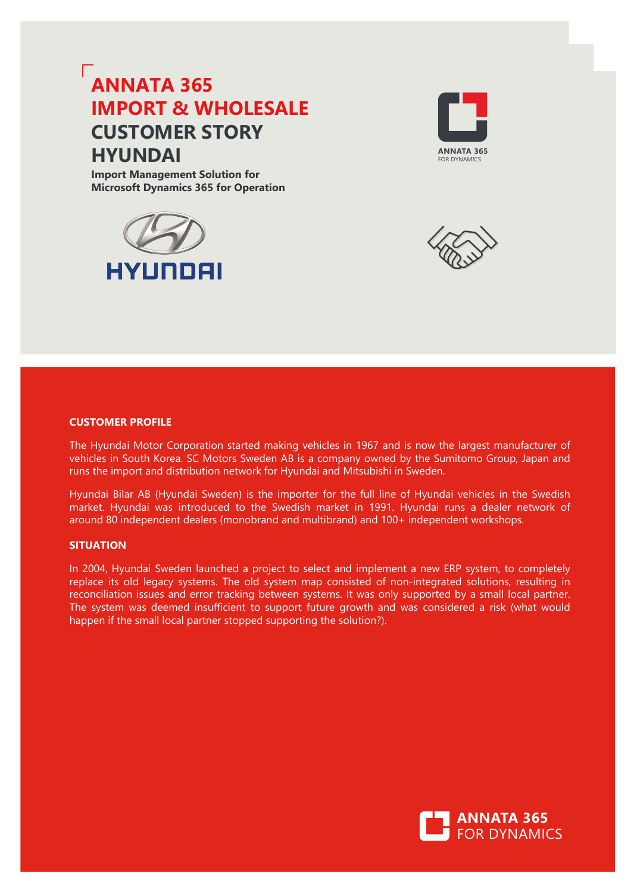# ANNATA 365 IMPORT & WHOLESALE CUSTOMER STORY HYUNDAI

**Import Management Solution for Microsoft Dynamics 365 for Operation**

## CUSTOMER PROFILE

The Hyundai Motor Corporation started making vehicles in 1967 and is now the largest manufacturer of vehicles in South Korea. SC Motors Sweden AB is a company owned by the Sumitomo Group, Japan and runs the import and distribution network for Hyundai and Mitsubishi in Sweden.

Hyundai Bilar AB (Hyundai Sweden) is the importer for the full line of Hyundai vehicles in the Swedish market. Hyundai was introduced to the Swedish market in 1991. Hyundai runs a dealer network of around 80 independent dealers (monobrand and multibrand) and 100+ independent workshops.

## SITUATION

In 2004, Hyundai Sweden launched a project to select and implement a new ERP system, to completely replace its old legacy systems. The old system map consisted of non-integrated solutions, resulting in reconciliation issues and error tracking between systems. It was only supported by a small local partner. The system was deemed insufficient to support future growth and was considered a risk (what would happen if the small local partner stopped supporting the solution?).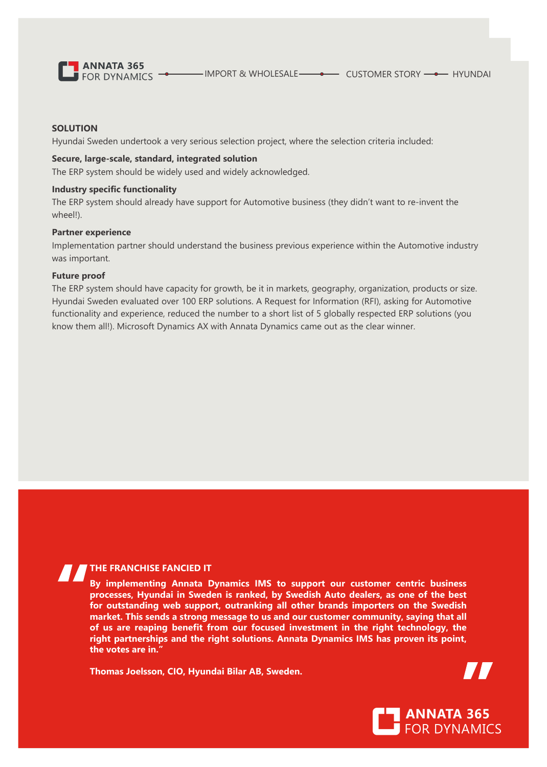## SOLUTION

Hyundai Sweden undertook a very serious selection project, where the selection criteria included:

**Secure, large-scale, standard, integrated solution**

The ERP system should be widely used and widely acknowledged.

**Industry specific functionality**

The ERP system should already have support for Automotive business (they didn't want to re-invent the wheel!).

**Partner experience**

Implementation partner should understand the business previous experience within the Automotive industry was important.

**Future proof**

The ERP system should have capacity for growth, be it in markets, geography, organization, products or size. Hyundai Sweden evaluated over 100 ERP solutions. A Request for Information (RFI), asking for Automotive functionality and experience, reduced the number to a short list of 5 globally respected ERP solutions (you know them all!). Microsoft Dynamics AX with Annata Dynamics came out as the clear winner.

**THE FRANCHISE FANCIED IT**

**By implementing Annata Dynamics IMS to support our customer centric business processes, Hyundai in Sweden is ranked, by Swedish Auto dealers, as one of the best for outstanding web support, outranking all other brands importers on the Swedish market. This sends a strong message to us and our customer community, saying that all of us are reaping benefit from our focused investment in the right technology, the right partnerships and the right solutions. Annata Dynamics IMS has proven its point, the votes are in."**

**Thomas Joelsson, CIO, Hyundai Bilar AB, Sweden.**

ANNATA 365 FOR DYNAMICS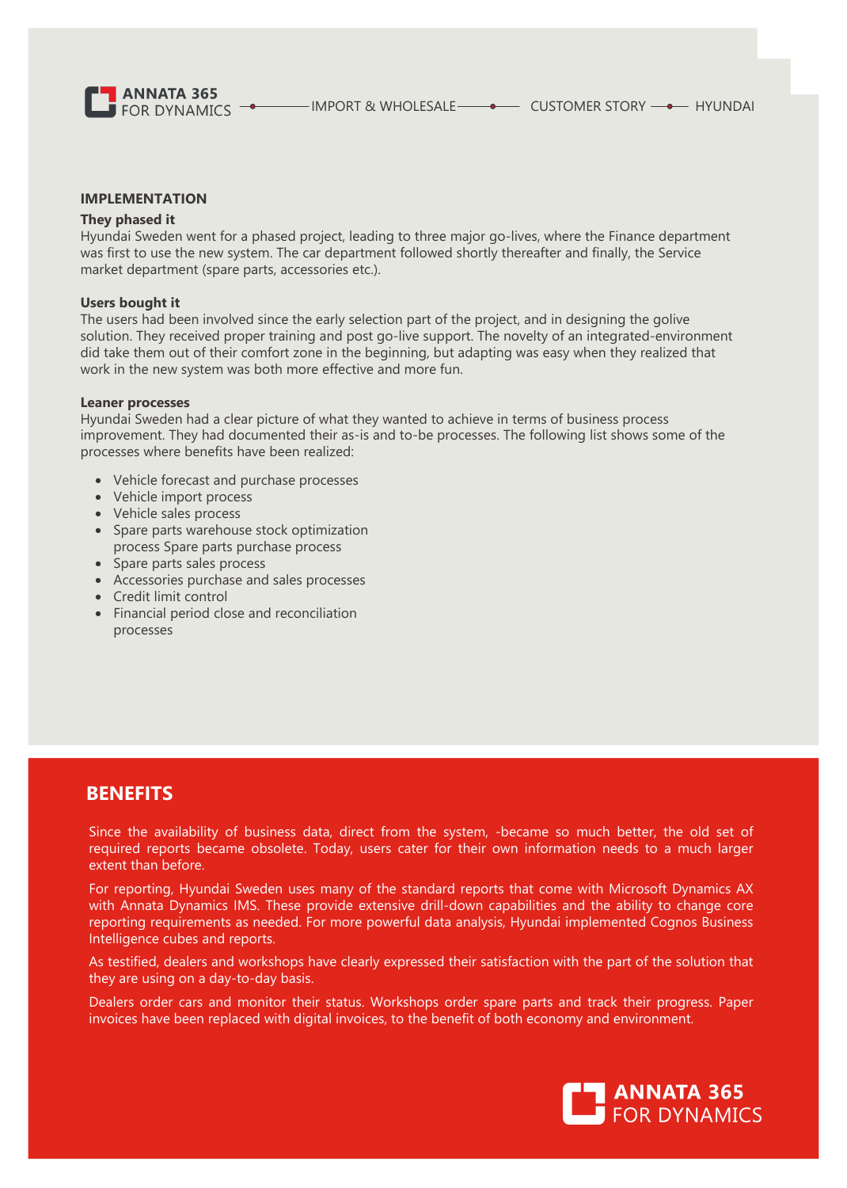## IMPLEMENTATION

**They phased it**

Hyundai Sweden went for a phased project, leading to three major go-lives, where the Finance department was first to use the new system. The car department followed shortly thereafter and finally, the Service market department (spare parts, accessories etc.).

**Users bought it**

The users had been involved since the early selection part of the project, and in designing the golive solution. They received proper training and post go-live support. The novelty of an integrated-environment did take them out of their comfort zone in the beginning, but adapting was easy when they realized that work in the new system was both more effective and more fun.

**Leaner processes**

Hyundai Sweden had a clear picture of what they wanted to achieve in terms of business process improvement. They had documented their as-is and to-be processes. The following list shows some of the processes where benefits have been realized:

- Vehicle forecast and purchase processes
- Vehicle import process
- Vehicle sales process
- Spare parts warehouse stock optimization process Spare parts purchase process
- Spare parts sales process
- Accessories purchase and sales processes
- Credit limit control
- Financial period close and reconciliation processes

## BENEFITS

Since the availability of business data, direct from the system, -became so much better, the old set of required reports became obsolete. Today, users cater for their own information needs to a much larger extent than before.

For reporting, Hyundai Sweden uses many of the standard reports that come with Microsoft Dynamics AX with Annata Dynamics IMS. These provide extensive drill-down capabilities and the ability to change core reporting requirements as needed. For more powerful data analysis, Hyundai implemented Cognos Business Intelligence cubes and reports.

As testified, dealers and workshops have clearly expressed their satisfaction with the part of the solution that they are using on a day-to-day basis.

Dealers order cars and monitor their status. Workshops order spare parts and track their progress. Paper invoices have been replaced with digital invoices, to the benefit of both economy and environment.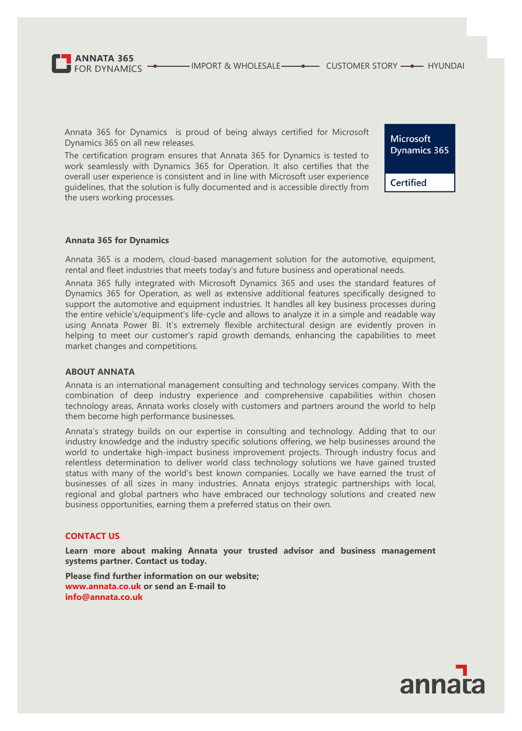Annata 365 for Dynamics  is proud of being always certified for Microsoft Dynamics 365 on all new releases.

The certification program ensures that Annata 365 for Dynamics is tested to work seamlessly with Dynamics 365 for Operation. It also certifies that the overall user experience is consistent and in line with Microsoft user experience guidelines, that the solution is fully documented and is accessible directly from the users working processes.

Microsoft Dynamics 365

Certified

### Annata 365 for Dynamics

Annata 365 is a modern, cloud-based management solution for the automotive, equipment, rental and fleet industries that meets today's and future business and operational needs.

Annata 365 fully integrated with Microsoft Dynamics 365 and uses the standard features of Dynamics 365 for Operation, as well as extensive additional features specifically designed to support the automotive and equipment industries. It handles all key business processes during the entire vehicle's/equipment's life-cycle and allows to analyze it in a simple and readable way using Annata Power BI. It's extremely flexible architectural design are evidently proven in helping to meet our customer's rapid growth demands, enhancing the capabilities to meet market changes and competitions.

### ABOUT ANNATA

Annata is an international management consulting and technology services company. With the combination of deep industry experience and comprehensive capabilities within chosen technology areas, Annata works closely with customers and partners around the world to help them become high performance businesses.

Annata's strategy builds on our expertise in consulting and technology. Adding that to our industry knowledge and the industry specific solutions offering, we help businesses around the world to undertake high-impact business improvement projects. Through industry focus and relentless determination to deliver world class technology solutions we have gained trusted status with many of the world's best known companies. Locally we have earned the trust of businesses of all sizes in many industries. Annata enjoys strategic partnerships with local, regional and global partners who have embraced our technology solutions and created new business opportunities, earning them a preferred status on their own.

### CONTACT US

**Learn more about making Annata your trusted advisor and business management systems partner. Contact us today.**

**Please find further information on our website;**
**www.annata.co.uk or send an E-mail to**
**info@annata.co.uk**

annata